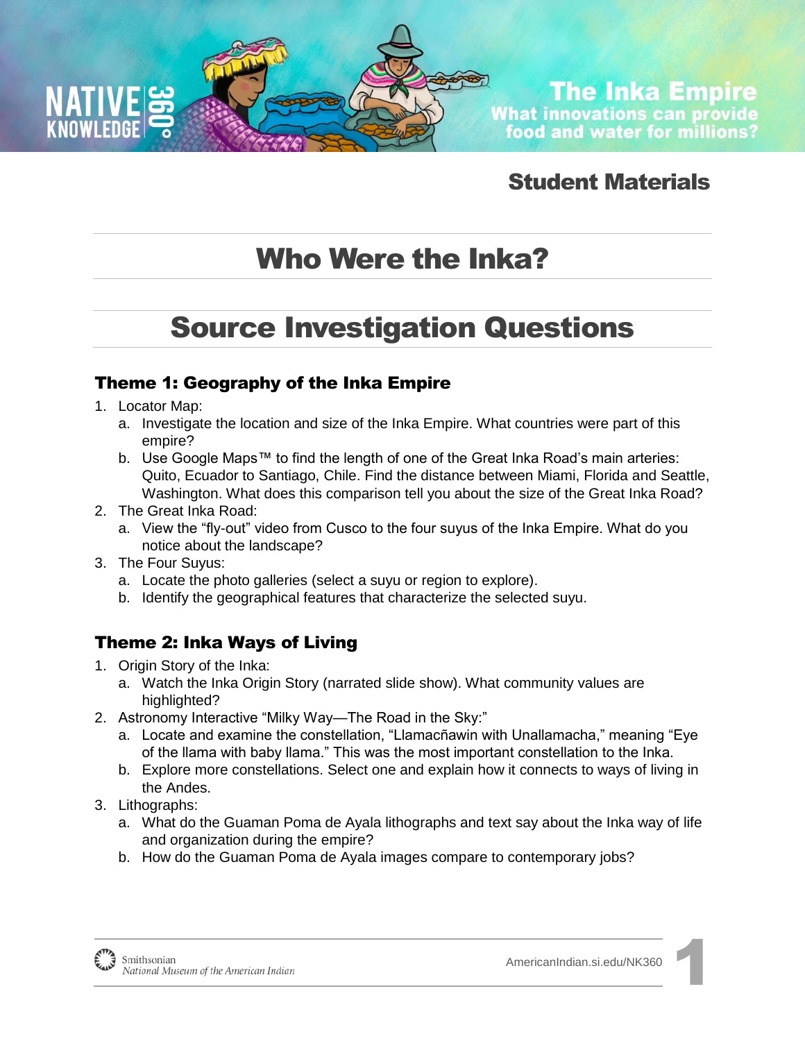The Inka Empire

What innovations can provide food and water for millions?

**Student Materials**

# Who Were the Inka?

# Source Investigation Questions

## Theme 1: Geography of the Inka Empire

1. Locator Map:
   a. Investigate the location and size of the Inka Empire. What countries were part of this empire?
   b. Use Google Maps™ to find the length of one of the Great Inka Road's main arteries: Quito, Ecuador to Santiago, Chile. Find the distance between Miami, Florida and Seattle, Washington. What does this comparison tell you about the size of the Great Inka Road?
2. The Great Inka Road:
   a. View the "fly-out" video from Cusco to the four suyus of the Inka Empire. What do you notice about the landscape?
3. The Four Suyus:
   a. Locate the photo galleries (select a suyu or region to explore).
   b. Identify the geographical features that characterize the selected suyu.

## Theme 2: Inka Ways of Living

1. Origin Story of the Inka:
   a. Watch the Inka Origin Story (narrated slide show). What community values are highlighted?
2. Astronomy Interactive "Milky Way—The Road in the Sky:"
   a. Locate and examine the constellation, "Llamacñawin with Unallamacha," meaning "Eye of the llama with baby llama." This was the most important constellation to the Inka.
   b. Explore more constellations. Select one and explain how it connects to ways of living in the Andes.
3. Lithographs:
   a. What do the Guaman Poma de Ayala lithographs and text say about the Inka way of life and organization during the empire?
   b. How do the Guaman Poma de Ayala images compare to contemporary jobs?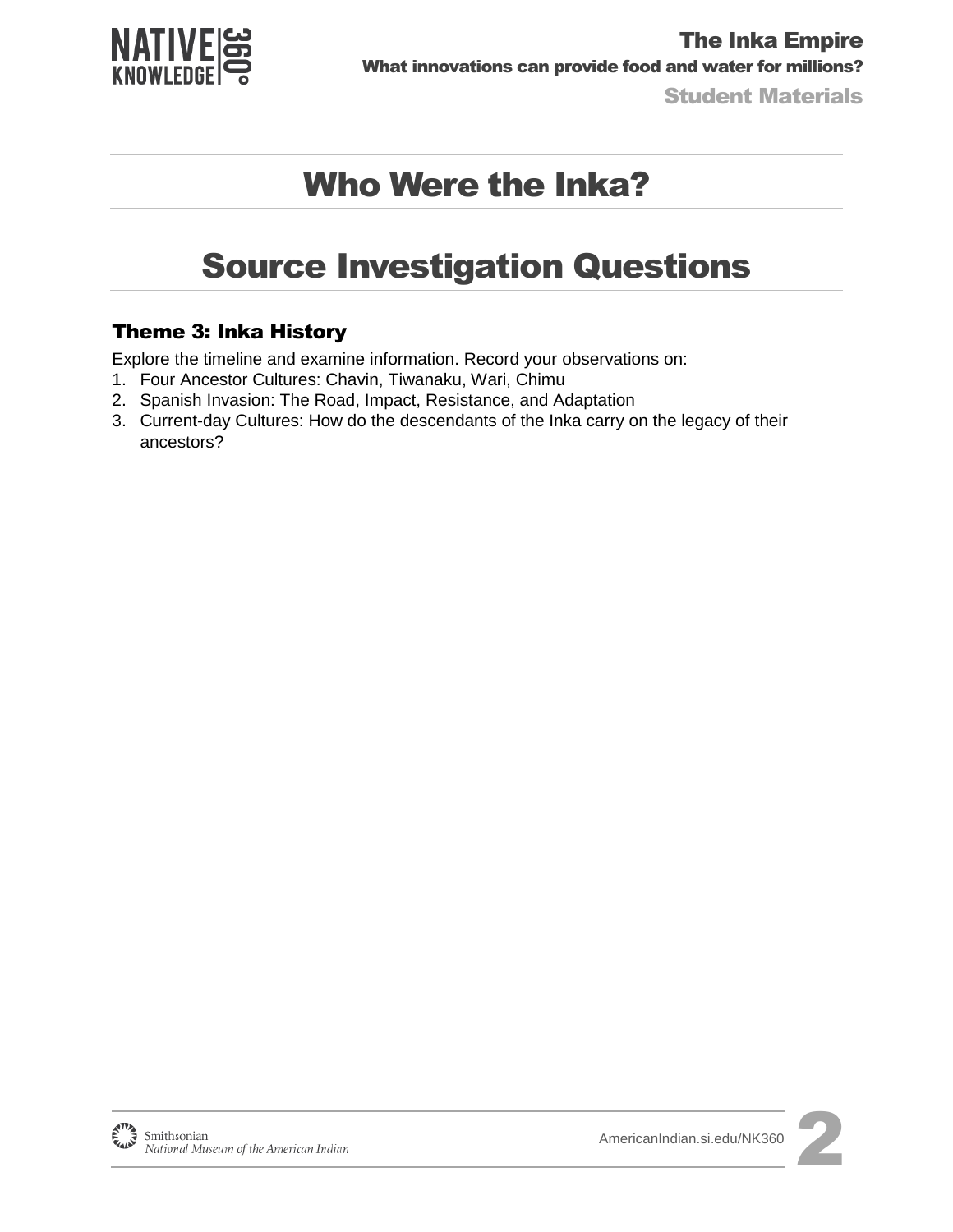# Who Were the Inka?

# Source Investigation Questions

### Theme 3: Inka History

Explore the timeline and examine information. Record your observations on:

1. Four Ancestor Cultures: Chavin, Tiwanaku, Wari, Chimu
2. Spanish Invasion: The Road, Impact, Resistance, and Adaptation
3. Current-day Cultures: How do the descendants of the Inka carry on the legacy of their ancestors?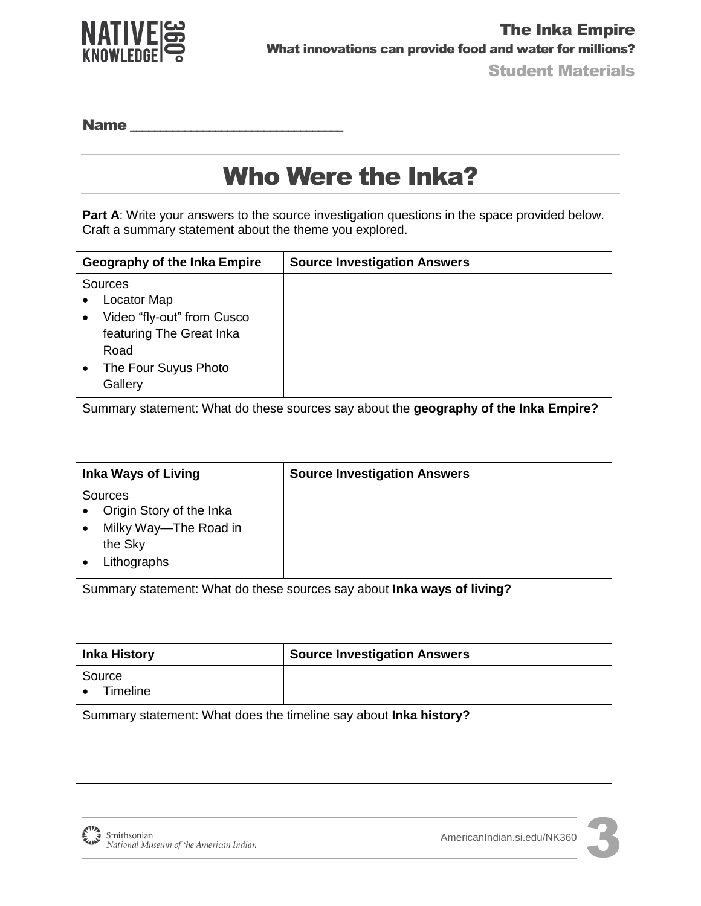Name ___________________________

# Who Were the Inka?

**Part A**: Write your answers to the source investigation questions in the space provided below. Craft a summary statement about the theme you explored.

| Geography of the Inka Empire | Source Investigation Answers |
| --- | --- |
| Sources<br>• Locator Map<br>• Video "fly-out" from Cusco featuring The Great Inka Road<br>• The Four Suyus Photo Gallery | |
| Summary statement: What do these sources say about the **geography of the Inka Empire?** | |

| Inka Ways of Living | Source Investigation Answers |
| --- | --- |
| Sources<br>• Origin Story of the Inka<br>• Milky Way—The Road in the Sky<br>• Lithographs | |
| Summary statement: What do these sources say about **Inka ways of living?** | |

| Inka History | Source Investigation Answers |
| --- | --- |
| Source<br>• Timeline | |
| Summary statement: What does the timeline say about **Inka history?** | |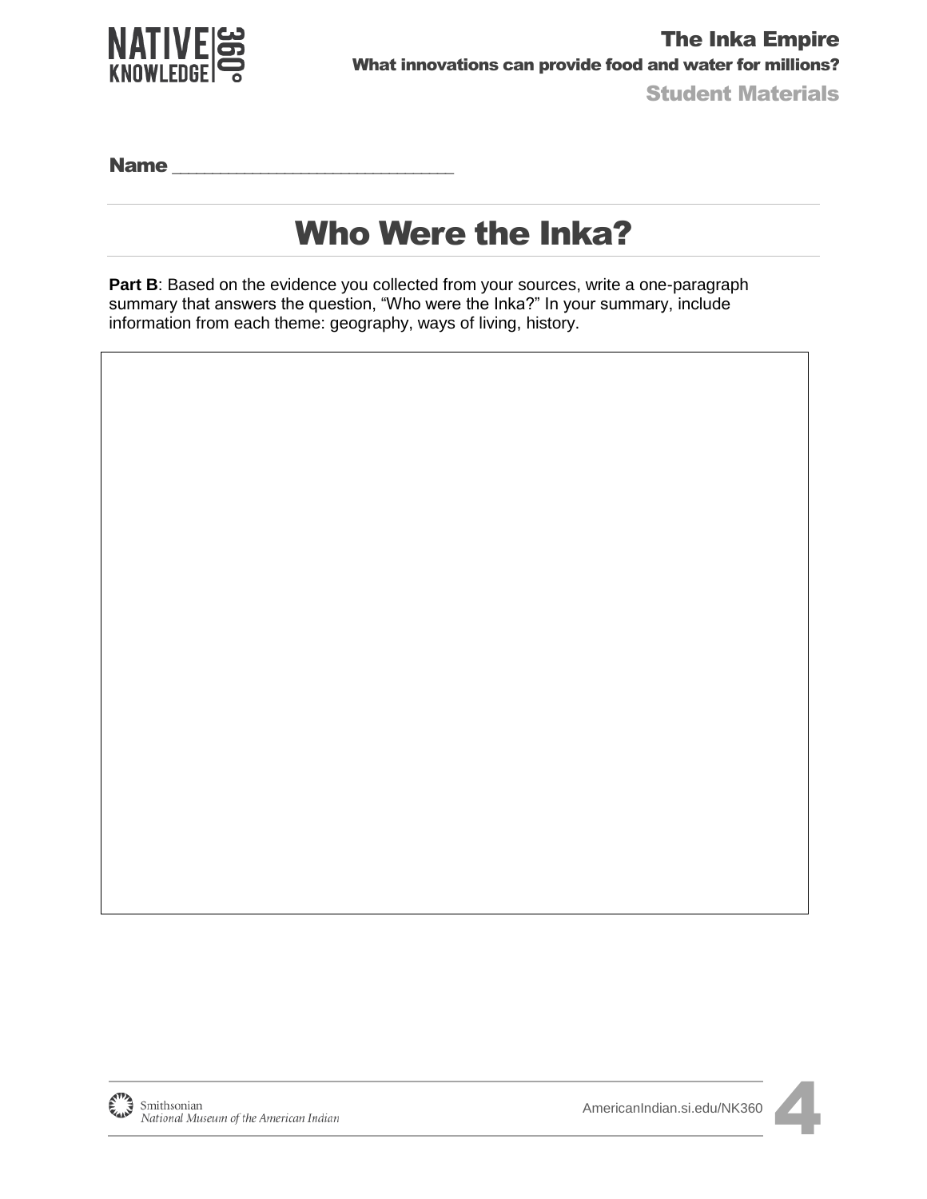Name ______________________________

# Who Were the Inka?

**Part B**: Based on the evidence you collected from your sources, write a one-paragraph summary that answers the question, "Who were the Inka?" In your summary, include information from each theme: geography, ways of living, history.